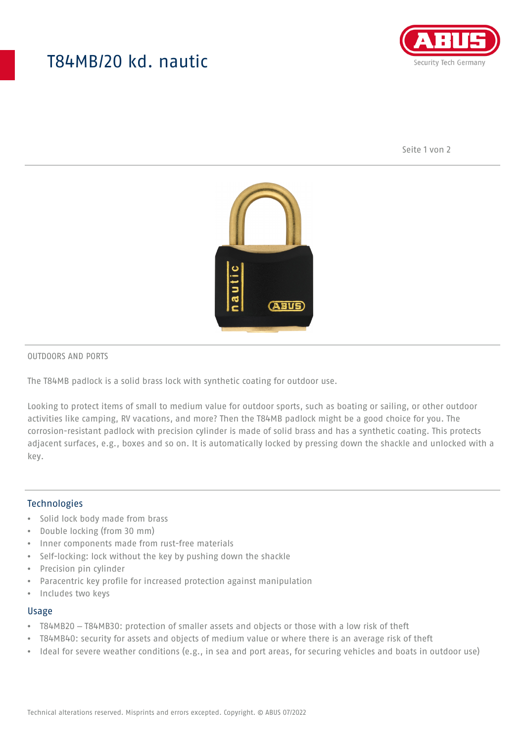# T84MB/20 kd. nautic

OUTDOORS AND PORTS

The T84MB padlock is a solid brass lock with synthetic coating for outdoor use.

Looking to protect items of small to medium value for outdoor sports, such as boating or sailing, or other outdoor activities like camping, RV vacations, and more? Then the T84MB padlock might be a good choice for you. The corrosion-resistant padlock with precision cylinder is made of solid brass and has a synthetic coating. This protects adjacent surfaces, e.g., boxes and so on. It is automatically locked by pressing down the shackle and unlocked with a key.

## Technologies

- Solid lock body made from brass
- Double locking (from 30 mm)
- Inner components made from rust-free materials
- Self-locking: lock without the key by pushing down the shackle
- Precision pin cylinder
- Paracentric key profile for increased protection against manipulation
- Includes two keys

## Usage

- T84MB20 – T84MB30: protection of smaller assets and objects or those with a low risk of theft
- T84MB40: security for assets and objects of medium value or where there is an average risk of theft
- Ideal for severe weather conditions (e.g., in sea and port areas, for securing vehicles and boats in outdoor use)

Technical alterations reserved. Misprints and errors excepted. Copyright. © ABUS 07/2022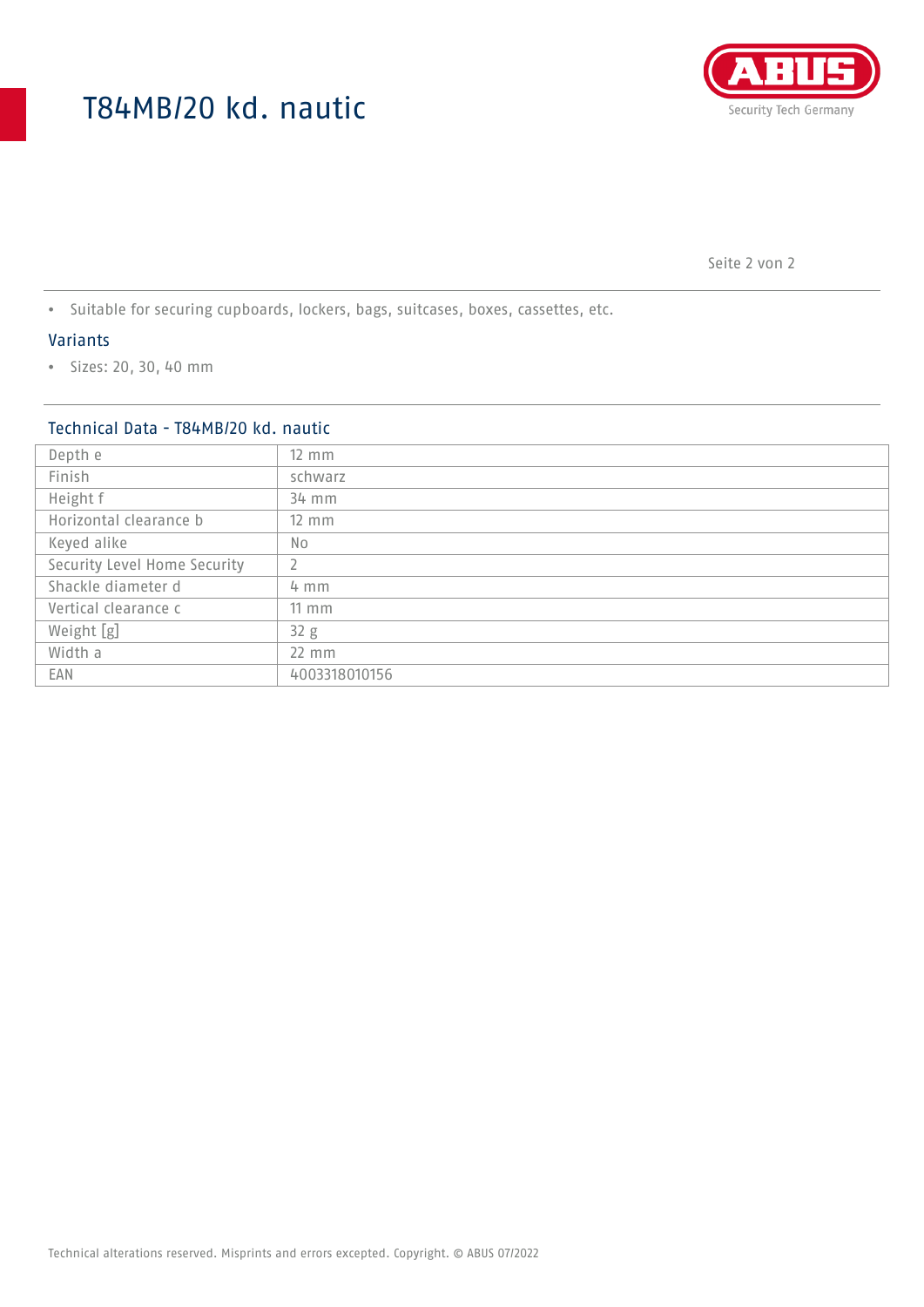- Suitable for securing cupboards, lockers, bags, suitcases, boxes, cassettes, etc.

## Variants

- Sizes: 20, 30, 40 mm

## Technical Data - T84MB/20 kd. nautic

| | |
|---|---|
| Depth e | 12 mm |
| Finish | schwarz |
| Height f | 34 mm |
| Horizontal clearance b | 12 mm |
| Keyed alike | No |
| Security Level Home Security | 2 |
| Shackle diameter d | 4 mm |
| Vertical clearance c | 11 mm |
| Weight [g] | 32 g |
| Width a | 22 mm |
| EAN | 4003318010156 |

Technical alterations reserved. Misprints and errors excepted. Copyright. © ABUS 07/2022